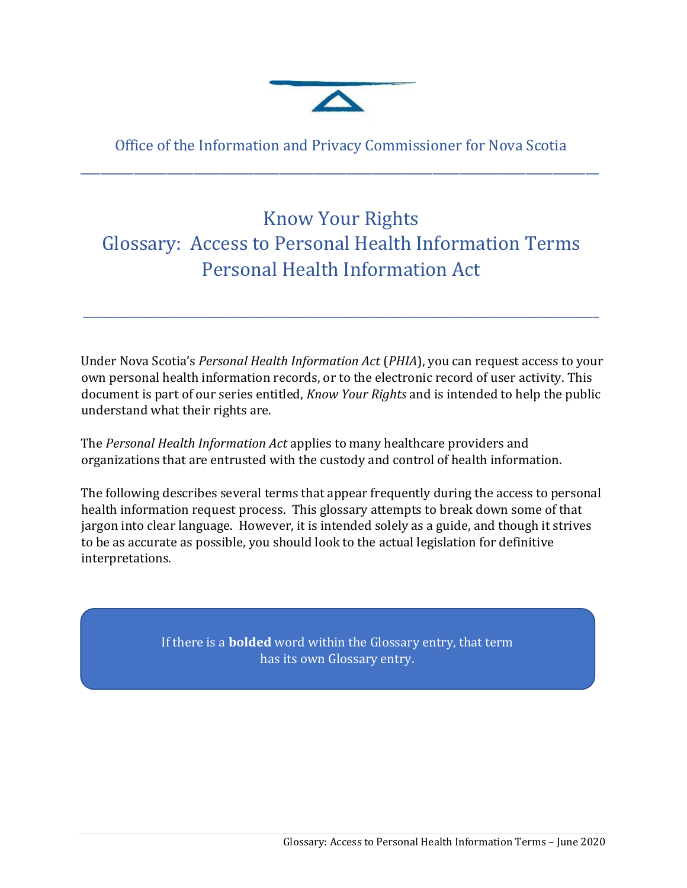Office of the Information and Privacy Commissioner for Nova Scotia

# Know Your Rights
# Glossary: Access to Personal Health Information Terms
# Personal Health Information Act

Under Nova Scotia's *Personal Health Information Act* (*PHIA*), you can request access to your own personal health information records, or to the electronic record of user activity. This document is part of our series entitled, *Know Your Rights* and is intended to help the public understand what their rights are.

The *Personal Health Information Act* applies to many healthcare providers and organizations that are entrusted with the custody and control of health information.

The following describes several terms that appear frequently during the access to personal health information request process. This glossary attempts to break down some of that jargon into clear language. However, it is intended solely as a guide, and though it strives to be as accurate as possible, you should look to the actual legislation for definitive interpretations.

If there is a **bolded** word within the Glossary entry, that term has its own Glossary entry.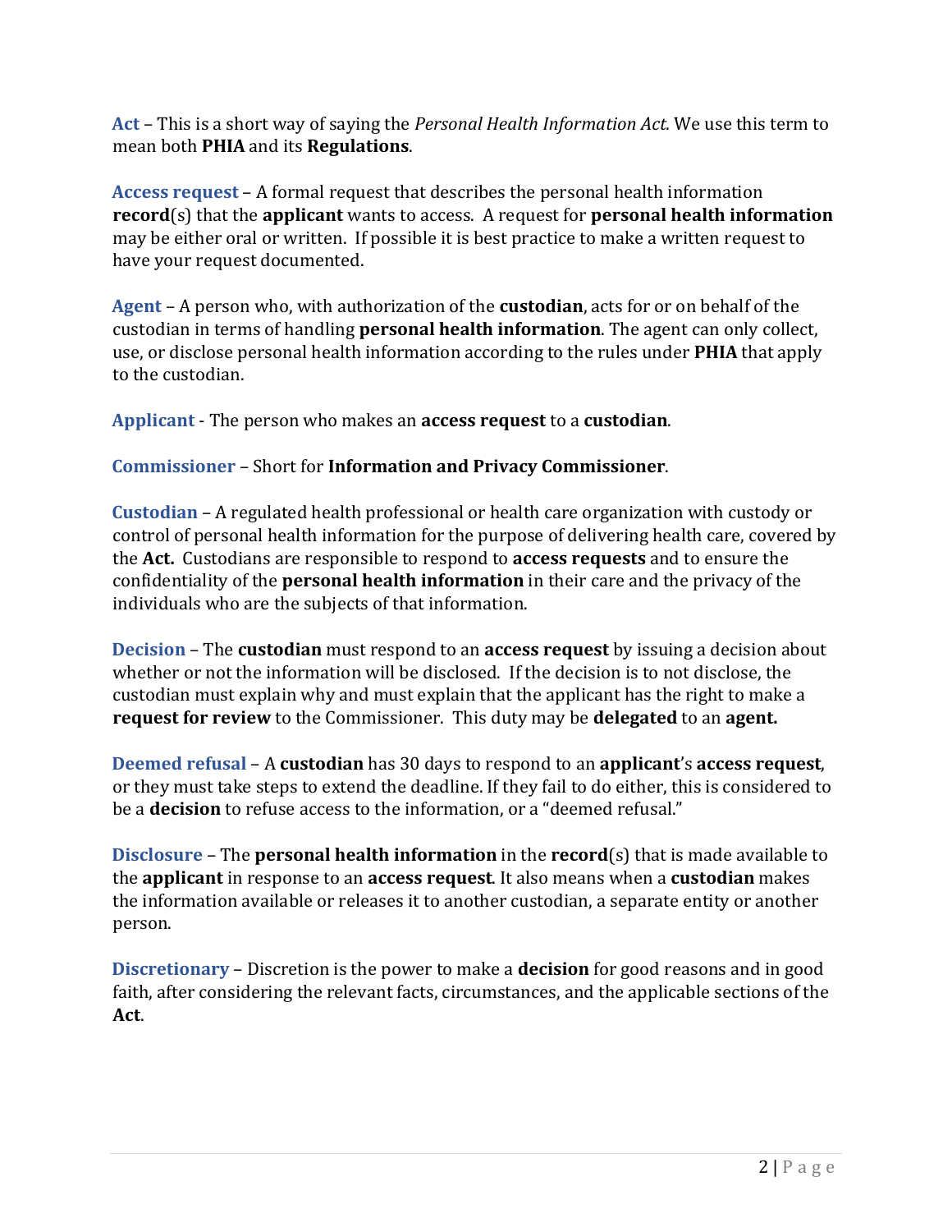**Act** – This is a short way of saying the *Personal Health Information Act.* We use this term to mean both **PHIA** and its **Regulations**.

**Access request** – A formal request that describes the personal health information **record**(s) that the **applicant** wants to access. A request for **personal health information** may be either oral or written. If possible it is best practice to make a written request to have your request documented.

**Agent** – A person who, with authorization of the **custodian**, acts for or on behalf of the custodian in terms of handling **personal health information**. The agent can only collect, use, or disclose personal health information according to the rules under **PHIA** that apply to the custodian.

**Applicant** - The person who makes an **access request** to a **custodian**.

**Commissioner** – Short for **Information and Privacy Commissioner**.

**Custodian** – A regulated health professional or health care organization with custody or control of personal health information for the purpose of delivering health care, covered by the **Act.** Custodians are responsible to respond to **access requests** and to ensure the confidentiality of the **personal health information** in their care and the privacy of the individuals who are the subjects of that information.

**Decision** – The **custodian** must respond to an **access request** by issuing a decision about whether or not the information will be disclosed. If the decision is to not disclose, the custodian must explain why and must explain that the applicant has the right to make a **request for review** to the Commissioner. This duty may be **delegated** to an **agent.**

**Deemed refusal** – A **custodian** has 30 days to respond to an **applicant**'s **access request**, or they must take steps to extend the deadline. If they fail to do either, this is considered to be a **decision** to refuse access to the information, or a "deemed refusal."

**Disclosure** – The **personal health information** in the **record**(s) that is made available to the **applicant** in response to an **access request**. It also means when a **custodian** makes the information available or releases it to another custodian, a separate entity or another person.

**Discretionary** – Discretion is the power to make a **decision** for good reasons and in good faith, after considering the relevant facts, circumstances, and the applicable sections of the **Act**.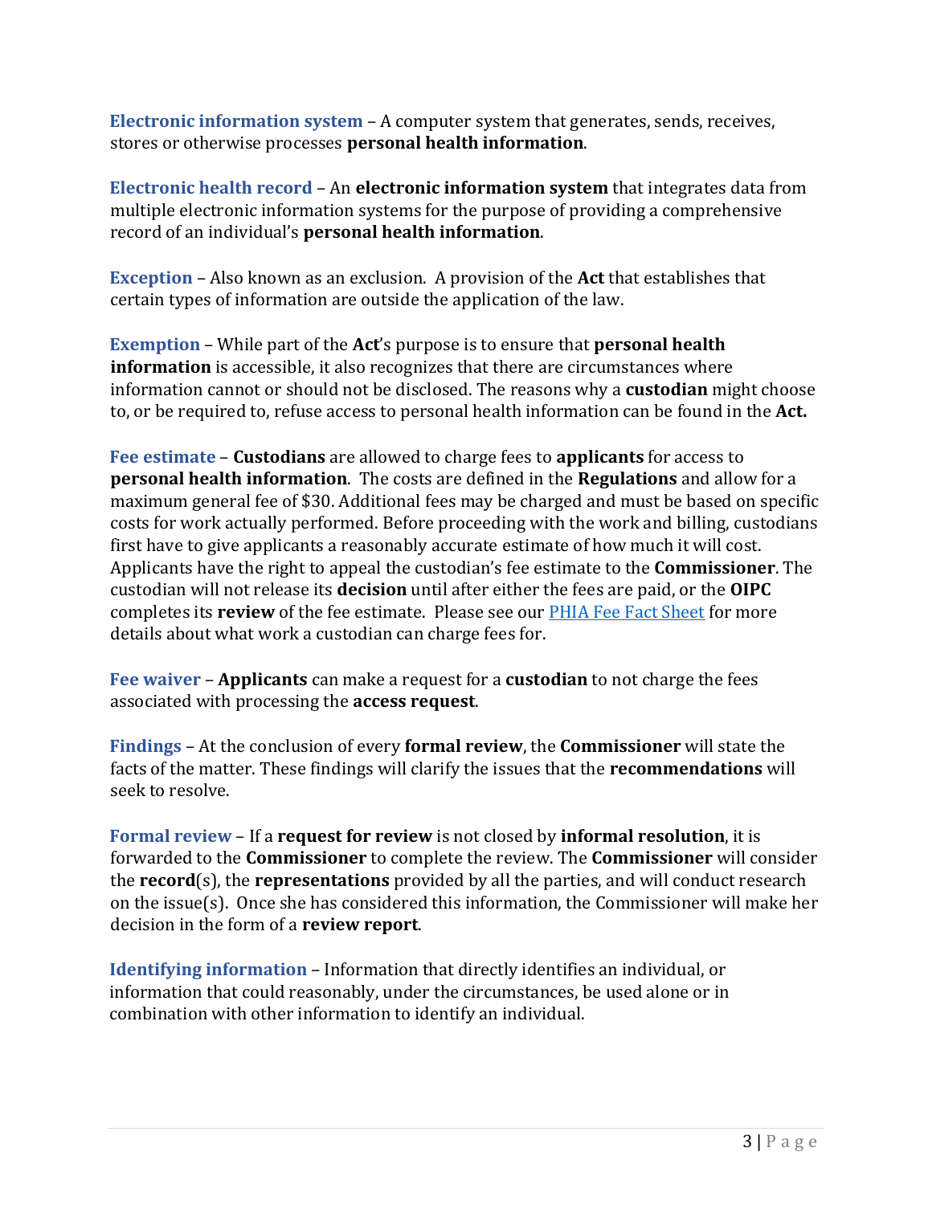**Electronic information system** – A computer system that generates, sends, receives, stores or otherwise processes **personal health information**.

**Electronic health record** – An **electronic information system** that integrates data from multiple electronic information systems for the purpose of providing a comprehensive record of an individual's **personal health information**.

**Exception** – Also known as an exclusion. A provision of the **Act** that establishes that certain types of information are outside the application of the law.

**Exemption** – While part of the **Act**'s purpose is to ensure that **personal health information** is accessible, it also recognizes that there are circumstances where information cannot or should not be disclosed. The reasons why a **custodian** might choose to, or be required to, refuse access to personal health information can be found in the **Act.**

**Fee estimate** – **Custodians** are allowed to charge fees to **applicants** for access to **personal health information**. The costs are defined in the **Regulations** and allow for a maximum general fee of $30. Additional fees may be charged and must be based on specific costs for work actually performed. Before proceeding with the work and billing, custodians first have to give applicants a reasonably accurate estimate of how much it will cost. Applicants have the right to appeal the custodian's fee estimate to the **Commissioner**. The custodian will not release its **decision** until after either the fees are paid, or the **OIPC** completes its **review** of the fee estimate. Please see our PHIA Fee Fact Sheet for more details about what work a custodian can charge fees for.

**Fee waiver** – **Applicants** can make a request for a **custodian** to not charge the fees associated with processing the **access request**.

**Findings** – At the conclusion of every **formal review**, the **Commissioner** will state the facts of the matter. These findings will clarify the issues that the **recommendations** will seek to resolve.

**Formal review** – If a **request for review** is not closed by **informal resolution**, it is forwarded to the **Commissioner** to complete the review. The **Commissioner** will consider the **record**(s), the **representations** provided by all the parties, and will conduct research on the issue(s). Once she has considered this information, the Commissioner will make her decision in the form of a **review report**.

**Identifying information** – Information that directly identifies an individual, or information that could reasonably, under the circumstances, be used alone or in combination with other information to identify an individual.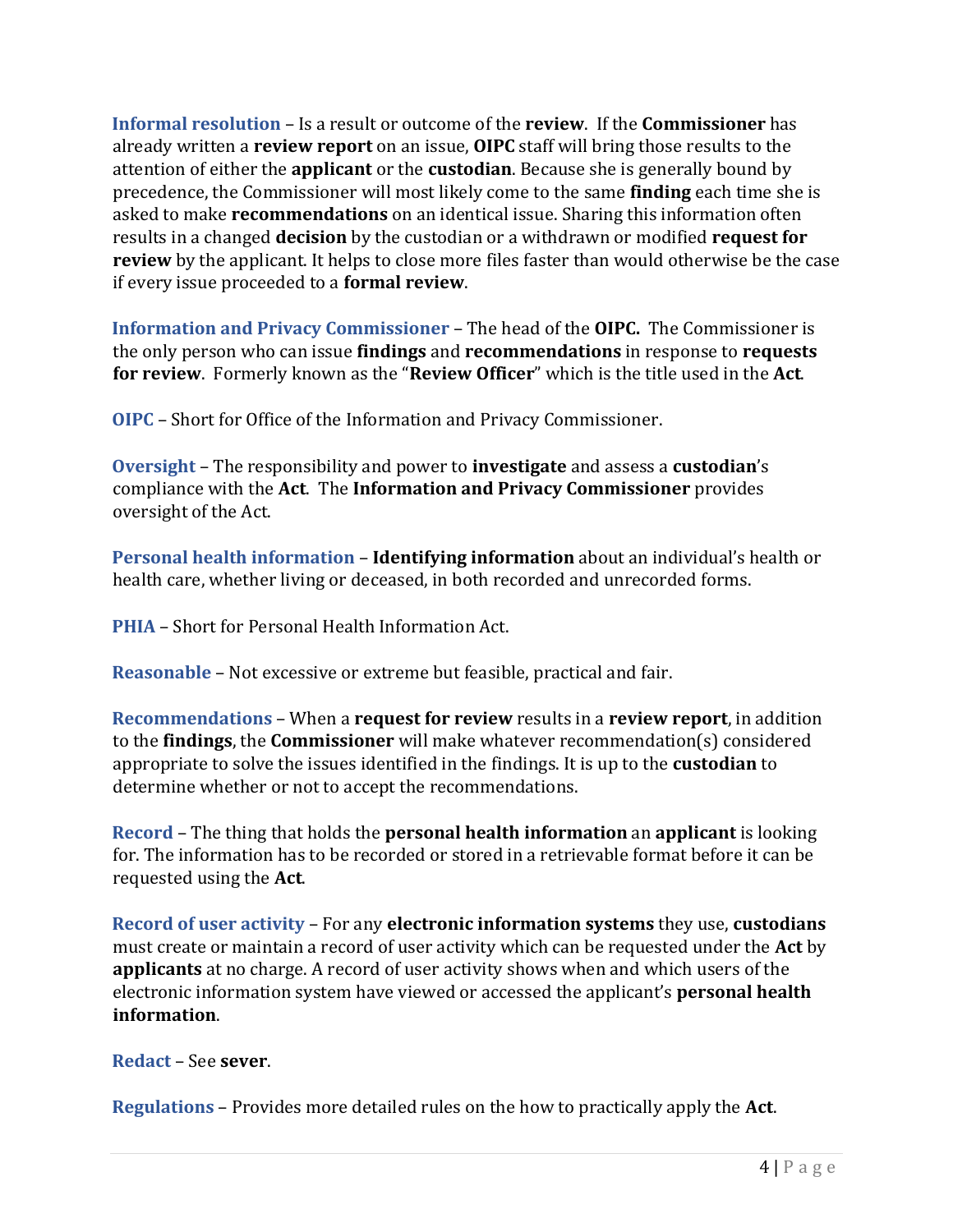**Informal resolution** – Is a result or outcome of the **review**. If the **Commissioner** has already written a **review report** on an issue, **OIPC** staff will bring those results to the attention of either the **applicant** or the **custodian**. Because she is generally bound by precedence, the Commissioner will most likely come to the same **finding** each time she is asked to make **recommendations** on an identical issue. Sharing this information often results in a changed **decision** by the custodian or a withdrawn or modified **request for review** by the applicant. It helps to close more files faster than would otherwise be the case if every issue proceeded to a **formal review**.

**Information and Privacy Commissioner** – The head of the **OIPC.** The Commissioner is the only person who can issue **findings** and **recommendations** in response to **requests for review**. Formerly known as the "**Review Officer**" which is the title used in the **Act**.

**OIPC** – Short for Office of the Information and Privacy Commissioner.

**Oversight** – The responsibility and power to **investigate** and assess a **custodian**'s compliance with the **Act**. The **Information and Privacy Commissioner** provides oversight of the Act.

**Personal health information** – **Identifying information** about an individual's health or health care, whether living or deceased, in both recorded and unrecorded forms.

**PHIA** – Short for Personal Health Information Act.

**Reasonable** – Not excessive or extreme but feasible, practical and fair.

**Recommendations** – When a **request for review** results in a **review report**, in addition to the **findings**, the **Commissioner** will make whatever recommendation(s) considered appropriate to solve the issues identified in the findings. It is up to the **custodian** to determine whether or not to accept the recommendations.

**Record** – The thing that holds the **personal health information** an **applicant** is looking for. The information has to be recorded or stored in a retrievable format before it can be requested using the **Act**.

**Record of user activity** – For any **electronic information systems** they use, **custodians** must create or maintain a record of user activity which can be requested under the **Act** by **applicants** at no charge. A record of user activity shows when and which users of the electronic information system have viewed or accessed the applicant's **personal health information**.

**Redact** – See **sever**.

**Regulations** – Provides more detailed rules on the how to practically apply the **Act**.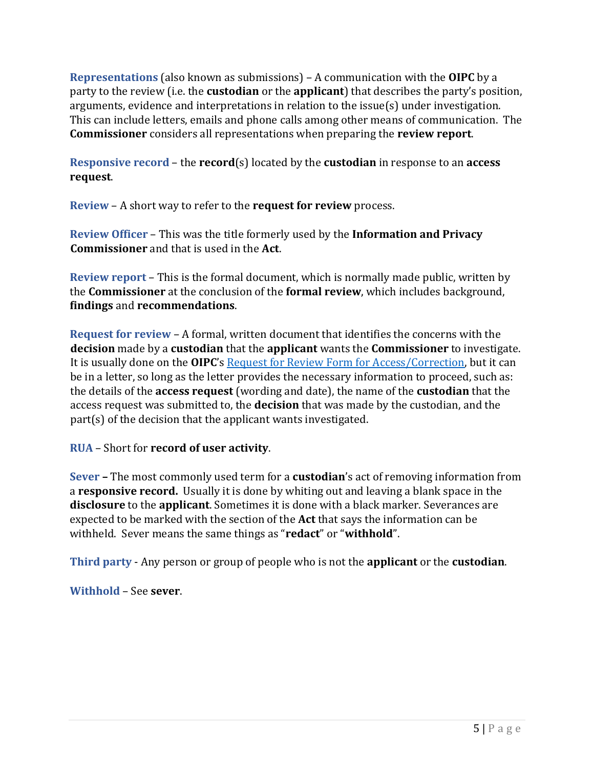**Representations** (also known as submissions) – A communication with the **OIPC** by a party to the review (i.e. the **custodian** or the **applicant**) that describes the party's position, arguments, evidence and interpretations in relation to the issue(s) under investigation. This can include letters, emails and phone calls among other means of communication. The **Commissioner** considers all representations when preparing the **review report**.

**Responsive record** – the **record**(s) located by the **custodian** in response to an **access request**.

**Review** – A short way to refer to the **request for review** process.

**Review Officer** – This was the title formerly used by the **Information and Privacy Commissioner** and that is used in the **Act**.

**Review report** – This is the formal document, which is normally made public, written by the **Commissioner** at the conclusion of the **formal review**, which includes background, **findings** and **recommendations**.

**Request for review** – A formal, written document that identifies the concerns with the **decision** made by a **custodian** that the **applicant** wants the **Commissioner** to investigate. It is usually done on the **OIPC**'s Request for Review Form for Access/Correction, but it can be in a letter, so long as the letter provides the necessary information to proceed, such as: the details of the **access request** (wording and date), the name of the **custodian** that the access request was submitted to, the **decision** that was made by the custodian, and the part(s) of the decision that the applicant wants investigated.

**RUA** – Short for **record of user activity**.

**Sever –** The most commonly used term for a **custodian**'s act of removing information from a **responsive record.** Usually it is done by whiting out and leaving a blank space in the **disclosure** to the **applicant**. Sometimes it is done with a black marker. Severances are expected to be marked with the section of the **Act** that says the information can be withheld. Sever means the same things as "**redact**" or "**withhold**".

**Third party** - Any person or group of people who is not the **applicant** or the **custodian**.

**Withhold** – See **sever**.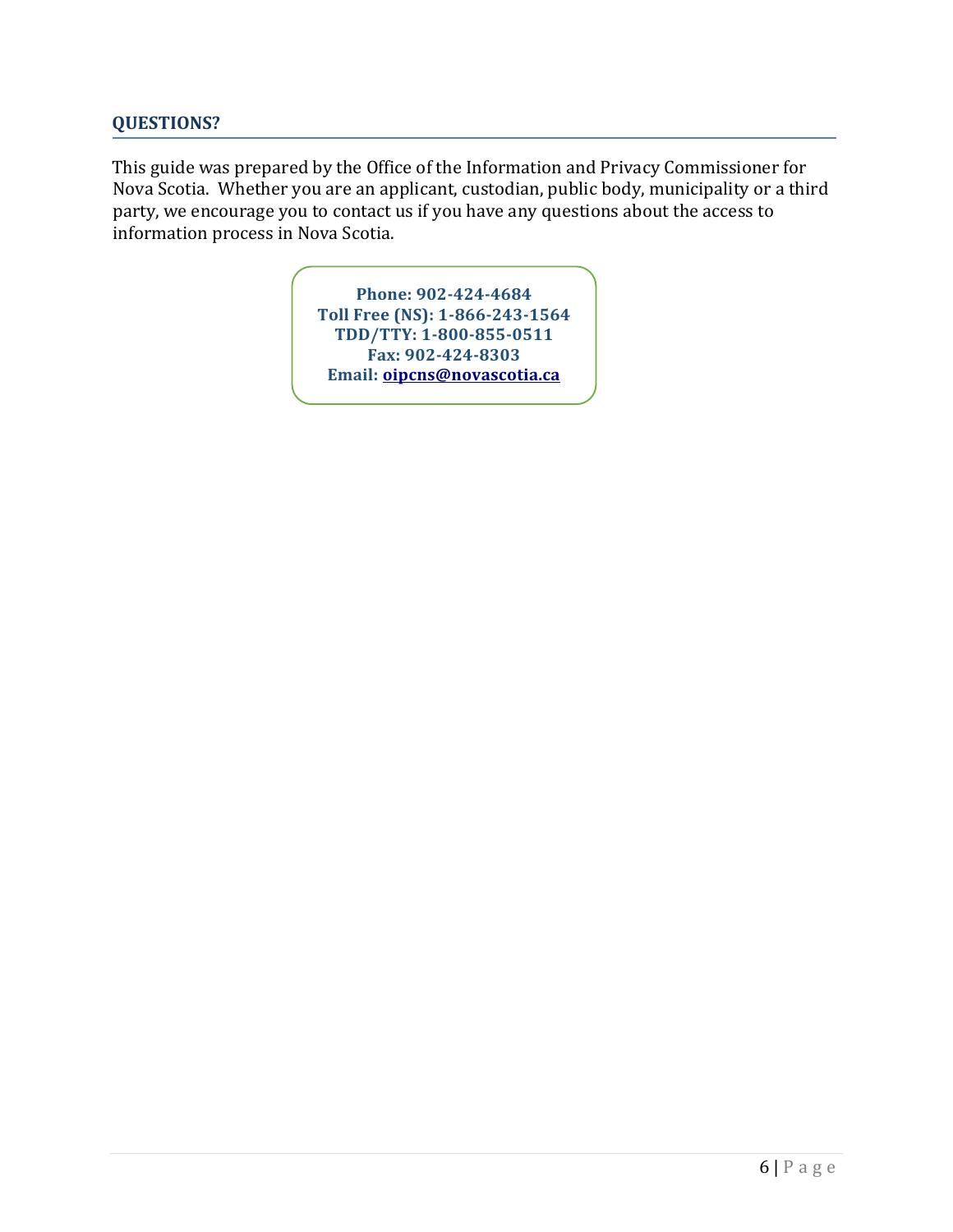## QUESTIONS?

This guide was prepared by the Office of the Information and Privacy Commissioner for Nova Scotia. Whether you are an applicant, custodian, public body, municipality or a third party, we encourage you to contact us if you have any questions about the access to information process in Nova Scotia.

**Phone: 902-424-4684**
**Toll Free (NS): 1-866-243-1564**
**TDD/TTY: 1-800-855-0511**
**Fax: 902-424-8303**
**Email: oipcns@novascotia.ca**